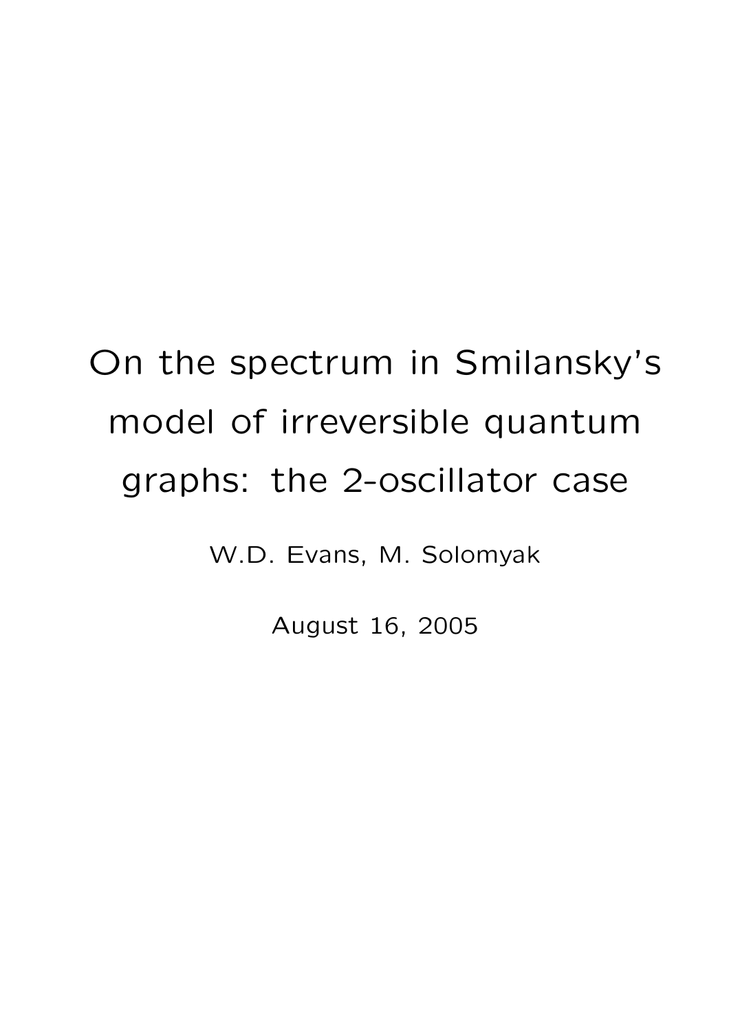# On the spectrum in Smilansky's model of irreversible quantum graphs: the 2-oscillator case

W.D. Evans, M. Solomyak

August 16, 2005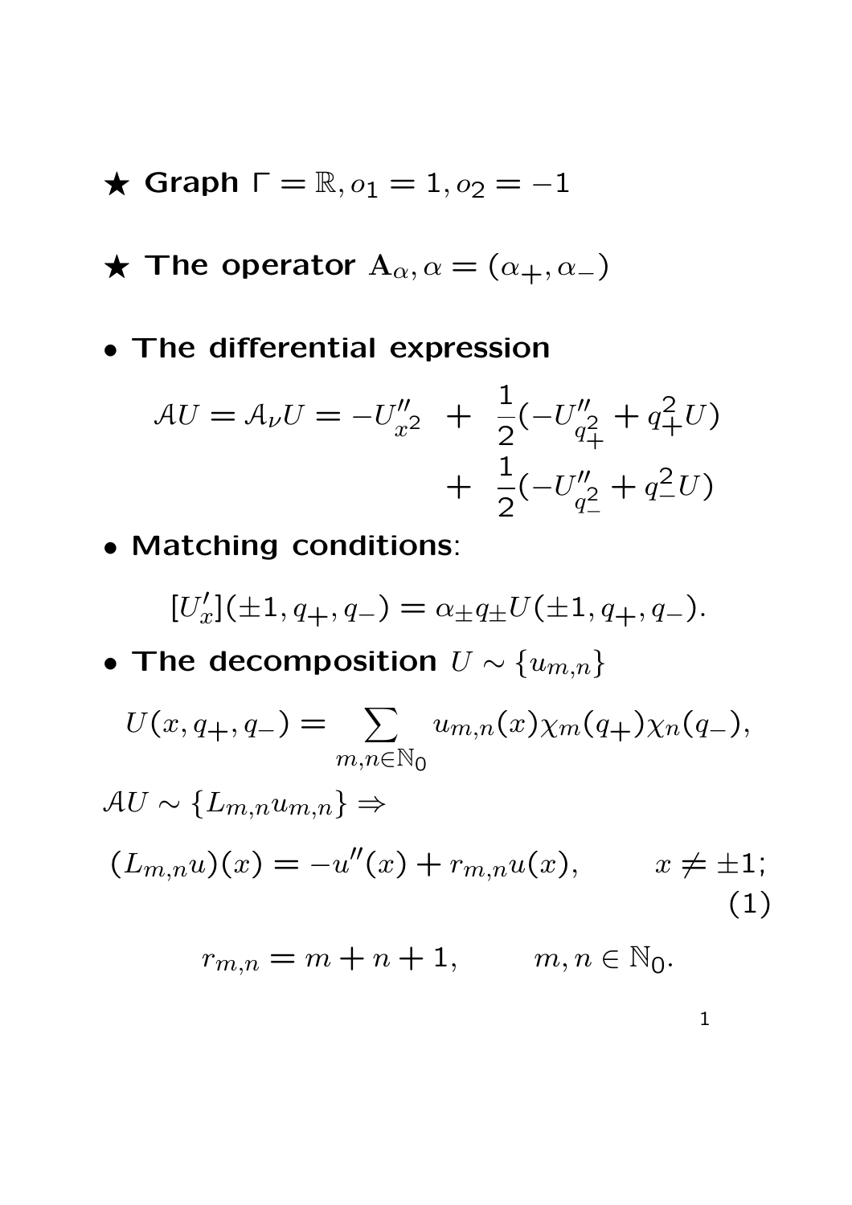★ **Graph** $\Gamma = \mathbb{R}, o_1 = 1, o_2 = -1$

★ **The operator** $\mathbf{A}_\alpha, \alpha = (\alpha_+, \alpha_-)$

- **The differential expression**

$$\mathcal{A}U = \mathcal{A}_\nu U = -U''_{x^2} \; + \; \frac{1}{2}(-U''_{q_+^2} + q_+^2 U) \\ \qquad\qquad\qquad\qquad + \; \frac{1}{2}(-U''_{q_-^2} + q_-^2 U)$$

- **Matching conditions**:

$$[U'_x](\pm 1, q_+, q_-) = \alpha_\pm q_\pm U(\pm 1, q_+, q_-).$$

- **The decomposition** $U \sim \{u_{m,n}\}$

$$U(x, q_+, q_-) = \sum_{m,n \in \mathbb{N}_0} u_{m,n}(x) \chi_m(q_+) \chi_n(q_-),$$

$\mathcal{A}U \sim \{L_{m,n} u_{m,n}\} \Rightarrow$

$$(L_{m,n} u)(x) = -u''(x) + r_{m,n} u(x), \qquad x \neq \pm 1; \tag{1}$$

$$r_{m,n} = m + n + 1, \qquad m, n \in \mathbb{N}_0.$$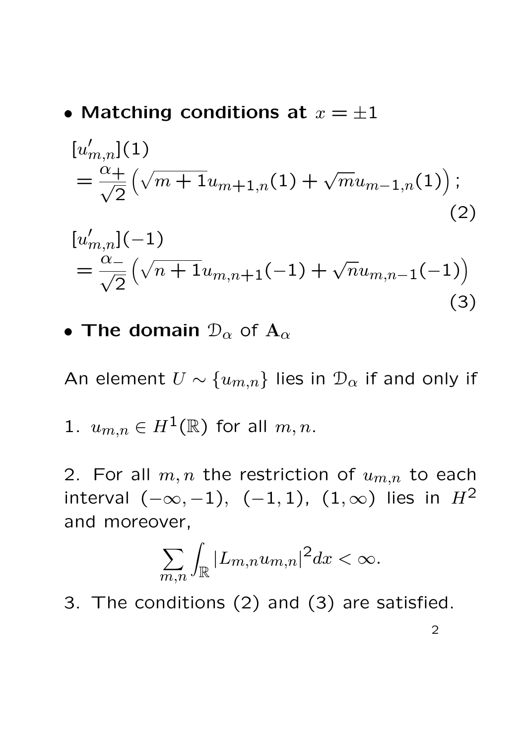- **Matching conditions at** $x = \pm 1$

$$[u'_{m,n}](1) = \frac{\alpha_+}{\sqrt{2}}\left(\sqrt{m+1}u_{m+1,n}(1) + \sqrt{m}u_{m-1,n}(1)\right); \tag{2}$$

$$[u'_{m,n}](-1) = \frac{\alpha_-}{\sqrt{2}}\left(\sqrt{n+1}u_{m,n+1}(-1) + \sqrt{n}u_{m,n-1}(-1)\right) \tag{3}$$

- **The domain** $\mathcal{D}_\alpha$ of $\mathbf{A}_\alpha$

An element $U \sim \{u_{m,n}\}$ lies in $\mathcal{D}_\alpha$ if and only if

1. $u_{m,n} \in H^1(\mathbb{R})$ for all $m, n$.

2. For all $m, n$ the restriction of $u_{m,n}$ to each interval $(-\infty, -1)$, $(-1, 1)$, $(1, \infty)$ lies in $H^2$ and moreover,

$$\sum_{m,n} \int_{\mathbb{R}} |L_{m,n}u_{m,n}|^2 dx < \infty.$$

3. The conditions (2) and (3) are satisfied.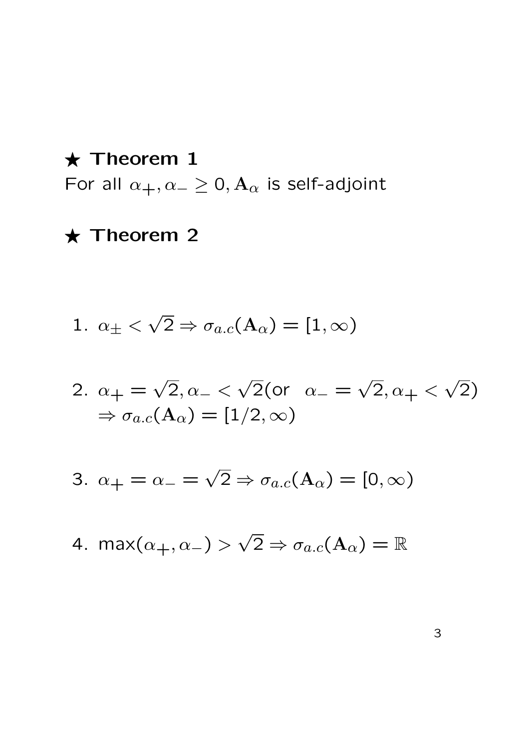★ **Theorem 1**

For all $\alpha_+, \alpha_- \geq 0, \mathbf{A}_\alpha$ is self-adjoint

★ **Theorem 2**

1. $\alpha_\pm < \sqrt{2} \Rightarrow \sigma_{a.c}(\mathbf{A}_\alpha) = [1, \infty)$

2. $\alpha_+ = \sqrt{2}, \alpha_- < \sqrt{2}$(or $\alpha_- = \sqrt{2}, \alpha_+ < \sqrt{2}$) $\Rightarrow \sigma_{a.c}(\mathbf{A}_\alpha) = [1/2, \infty)$

3. $\alpha_+ = \alpha_- = \sqrt{2} \Rightarrow \sigma_{a.c}(\mathbf{A}_\alpha) = [0, \infty)$

4. $\max(\alpha_+, \alpha_-) > \sqrt{2} \Rightarrow \sigma_{a.c}(\mathbf{A}_\alpha) = \mathbb{R}$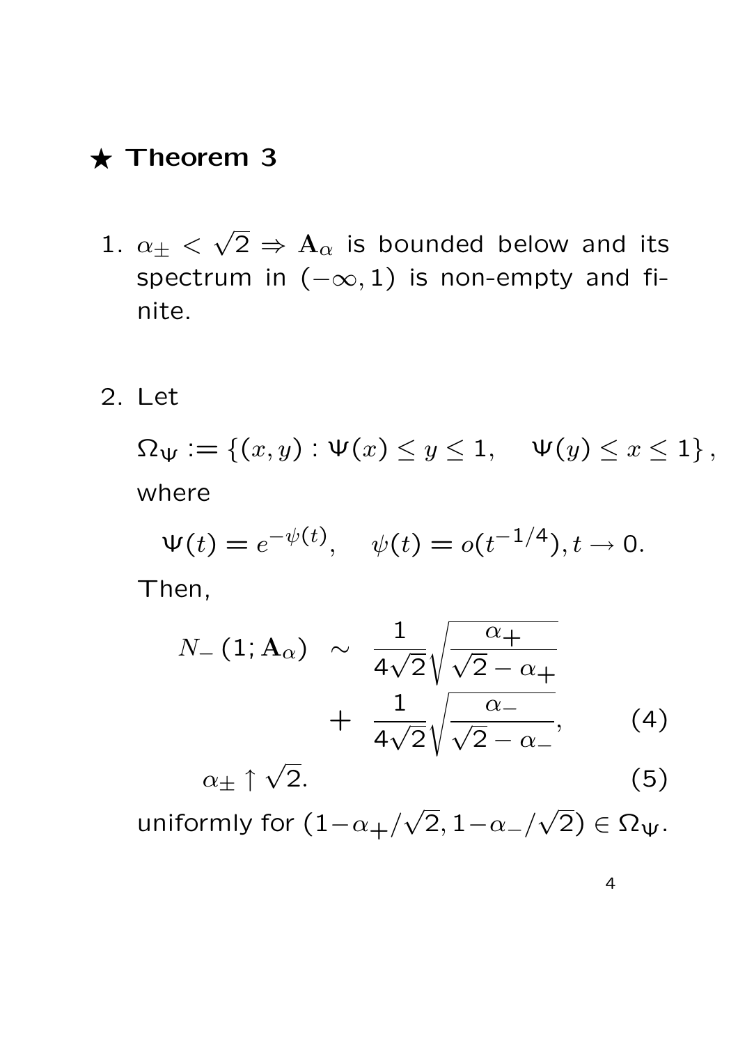## ★ Theorem 3

1. $\alpha_\pm < \sqrt{2} \Rightarrow \mathbf{A}_\alpha$ is bounded below and its spectrum in $(-\infty, 1)$ is non-empty and finite.

2. Let

   $$\Omega_\Psi := \{(x,y) : \Psi(x) \leq y \leq 1, \quad \Psi(y) \leq x \leq 1\},$$

   where

   $$\Psi(t) = e^{-\psi(t)}, \quad \psi(t) = o(t^{-1/4}), t \to 0.$$

   Then,

   $$\begin{aligned} N_-(1; \mathbf{A}_\alpha) &\sim \frac{1}{4\sqrt{2}}\sqrt{\frac{\alpha_+}{\sqrt{2}-\alpha_+}} \\ &+ \frac{1}{4\sqrt{2}}\sqrt{\frac{\alpha_-}{\sqrt{2}-\alpha_-}}, \qquad (4) \\ \alpha_\pm &\uparrow \sqrt{2}. \qquad (5) \end{aligned}$$

   uniformly for $(1-\alpha_+/\sqrt{2}, 1-\alpha_-/\sqrt{2}) \in \Omega_\Psi$.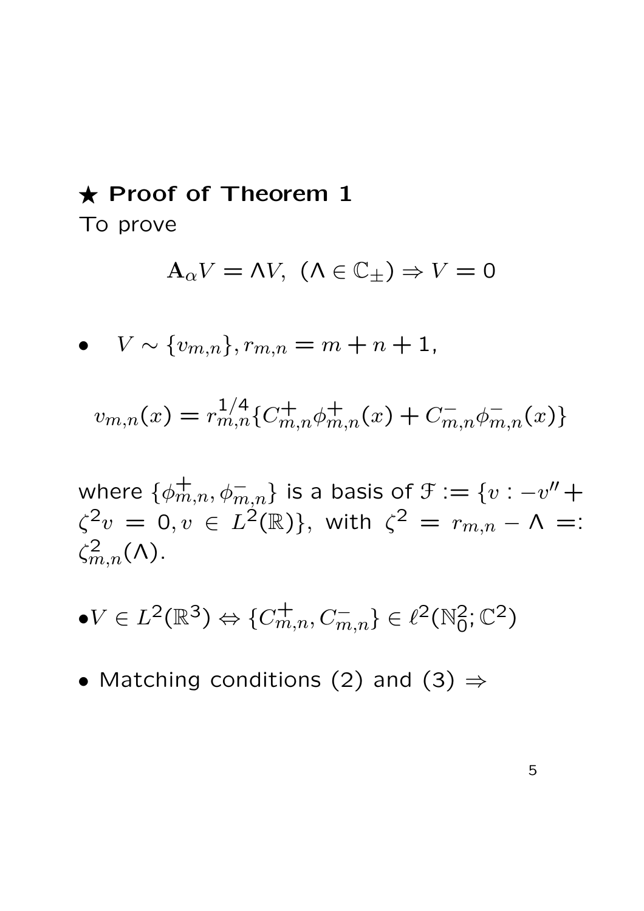## ★ **Proof of Theorem 1**

To prove

$$\mathbf{A}_\alpha V = \Lambda V,\ (\Lambda \in \mathbb{C}_\pm) \Rightarrow V = 0$$

- $V \sim \{v_{m,n}\}, r_{m,n} = m + n + 1,$

$$v_{m,n}(x) = r_{m,n}^{1/4}\{C_{m,n}^{+}\phi_{m,n}^{+}(x) + C_{m,n}^{-}\phi_{m,n}^{-}(x)\}$$

where $\{\phi_{m,n}^{+}, \phi_{m,n}^{-}\}$ is a basis of $\mathcal{F} := \{v : -v'' + \zeta^2 v = 0, v \in L^2(\mathbb{R})\}$, with $\zeta^2 = r_{m,n} - \Lambda =: \zeta_{m,n}^2(\Lambda)$.

- $V \in L^2(\mathbb{R}^3) \Leftrightarrow \{C_{m,n}^{+}, C_{m,n}^{-}\} \in \ell^2(\mathbb{N}_0^2; \mathbb{C}^2)$

- Matching conditions (2) and (3) $\Rightarrow$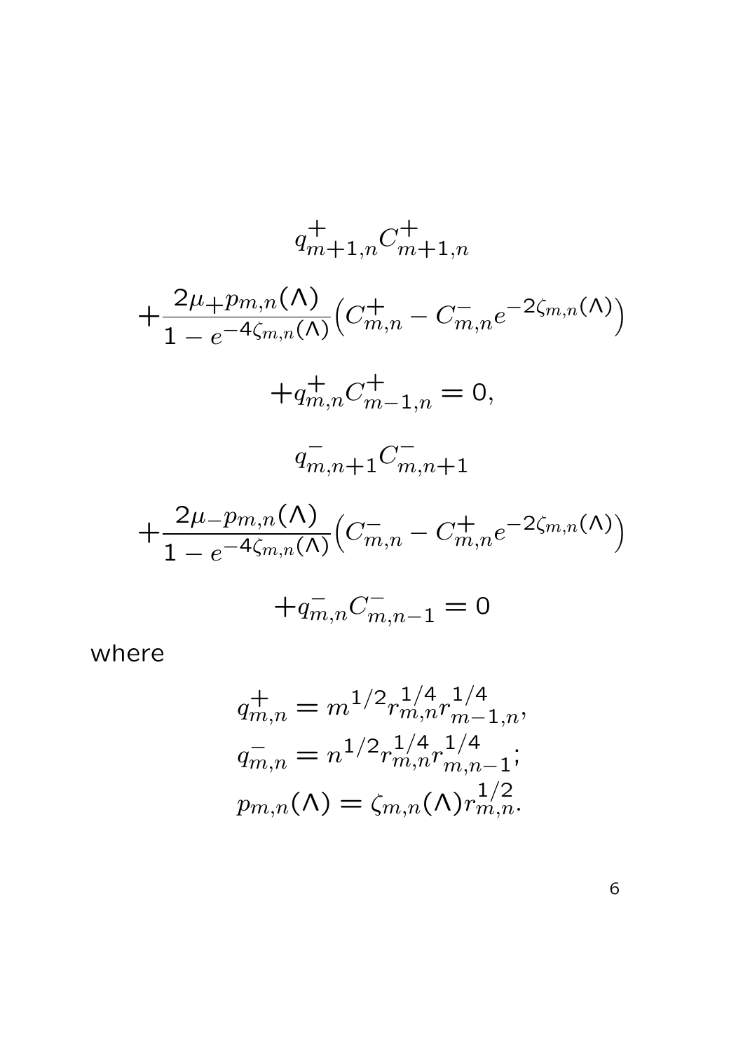$$q^{+}_{m+1,n} C^{+}_{m+1,n}$$

$$+\frac{2\mu_{+} p_{m,n}(\Lambda)}{1 - e^{-4\zeta_{m,n}(\Lambda)}} \Big( C^{+}_{m,n} - C^{-}_{m,n} e^{-2\zeta_{m,n}(\Lambda)} \Big)$$

$$+q^{+}_{m,n} C^{+}_{m-1,n} = 0,$$

$$q^{-}_{m,n+1} C^{-}_{m,n+1}$$

$$+\frac{2\mu_{-} p_{m,n}(\Lambda)}{1 - e^{-4\zeta_{m,n}(\Lambda)}} \Big( C^{-}_{m,n} - C^{+}_{m,n} e^{-2\zeta_{m,n}(\Lambda)} \Big)$$

$$+q^{-}_{m,n} C^{-}_{m,n-1} = 0$$

where

$$q^{+}_{m,n} = m^{1/2} r^{1/4}_{m,n} r^{1/4}_{m-1,n},$$
$$q^{-}_{m,n} = n^{1/2} r^{1/4}_{m,n} r^{1/4}_{m,n-1};$$
$$p_{m,n}(\Lambda) = \zeta_{m,n}(\Lambda) r^{1/2}_{m,n}.$$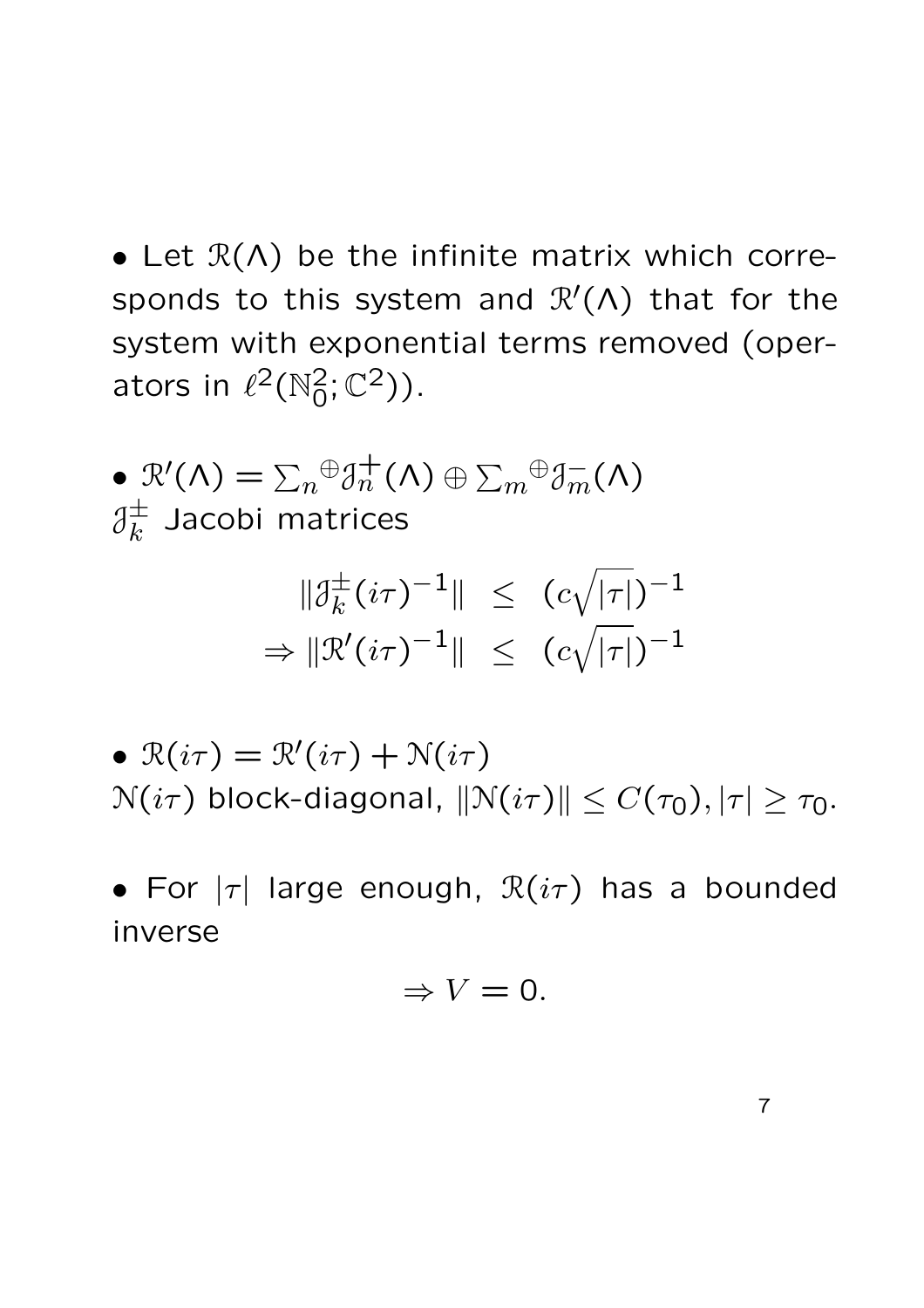- Let $\mathcal{R}(\Lambda)$ be the infinite matrix which corresponds to this system and $\mathcal{R}'(\Lambda)$ that for the system with exponential terms removed (operators in $\ell^2(\mathbb{N}_0^2;\mathbb{C}^2)$).

- $\mathcal{R}'(\Lambda) = \sum_n{}^{\oplus}\mathcal{J}_n^{+}(\Lambda) \oplus \sum_m{}^{\oplus}\mathcal{J}_m^{-}(\Lambda)$
$\mathcal{J}_k^{\pm}$ Jacobi matrices

$$
\begin{aligned}
\|\mathcal{J}_k^{\pm}(i\tau)^{-1}\| &\leq (c\sqrt{|\tau|})^{-1} \\
\Rightarrow \|\mathcal{R}'(i\tau)^{-1}\| &\leq (c\sqrt{|\tau|})^{-1}
\end{aligned}
$$

- $\mathcal{R}(i\tau) = \mathcal{R}'(i\tau) + \mathcal{N}(i\tau)$
$\mathcal{N}(i\tau)$ block-diagonal, $\|\mathcal{N}(i\tau)\| \leq C(\tau_0), |\tau| \geq \tau_0$.

- For $|\tau|$ large enough, $\mathcal{R}(i\tau)$ has a bounded inverse

$$
\Rightarrow V = 0.
$$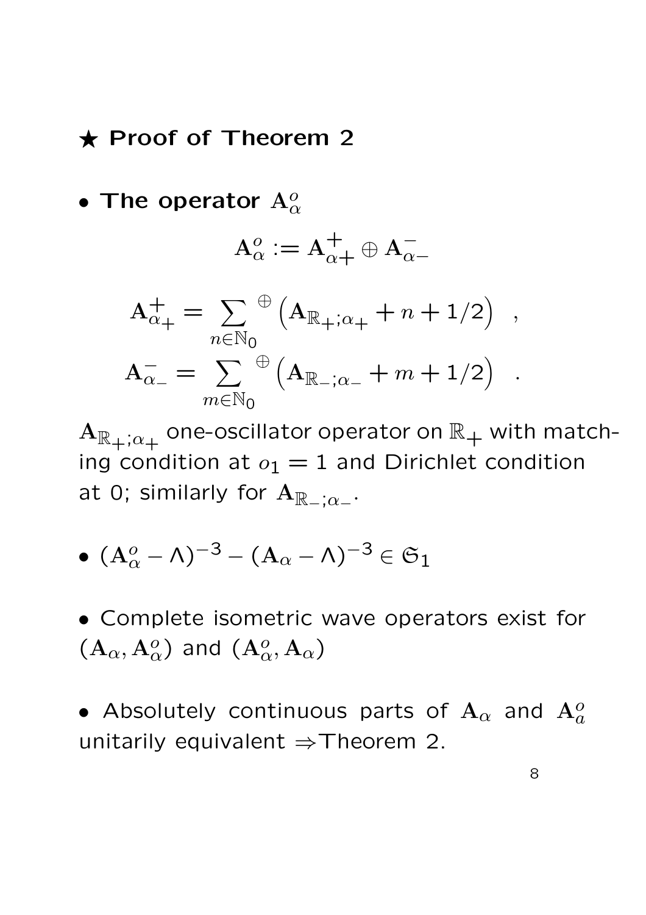## ★ Proof of Theorem 2

- **The operator $\mathbf{A}^o_\alpha$**

$$\mathbf{A}^o_\alpha := \mathbf{A}^+_{\alpha+} \oplus \mathbf{A}^-_{\alpha-}$$

$$\mathbf{A}^+_{\alpha_+} = \sum_{n\in\mathbb{N}_0}{}^{\oplus}\Big(\mathbf{A}_{\mathbb{R}_+;\alpha_+} + n + 1/2\Big) \quad ,$$
$$\mathbf{A}^-_{\alpha_-} = \sum_{m\in\mathbb{N}_0}{}^{\oplus}\Big(\mathbf{A}_{\mathbb{R}_-;\alpha_-} + m + 1/2\Big) \quad .$$

$\mathbf{A}_{\mathbb{R}_+;\alpha_+}$ one-oscillator operator on $\mathbb{R}_+$ with matching condition at $o_1 = 1$ and Dirichlet condition at 0; similarly for $\mathbf{A}_{\mathbb{R}_-;\alpha_-}$.

- $(\mathbf{A}^o_\alpha - \Lambda)^{-3} - (\mathbf{A}_\alpha - \Lambda)^{-3} \in \mathfrak{S}_1$

- Complete isometric wave operators exist for $(\mathbf{A}_\alpha, \mathbf{A}^o_\alpha)$ and $(\mathbf{A}^o_\alpha, \mathbf{A}_\alpha)$

- Absolutely continuous parts of $\mathbf{A}_\alpha$ and $\mathbf{A}^o_a$ unitarily equivalent $\Rightarrow$Theorem 2.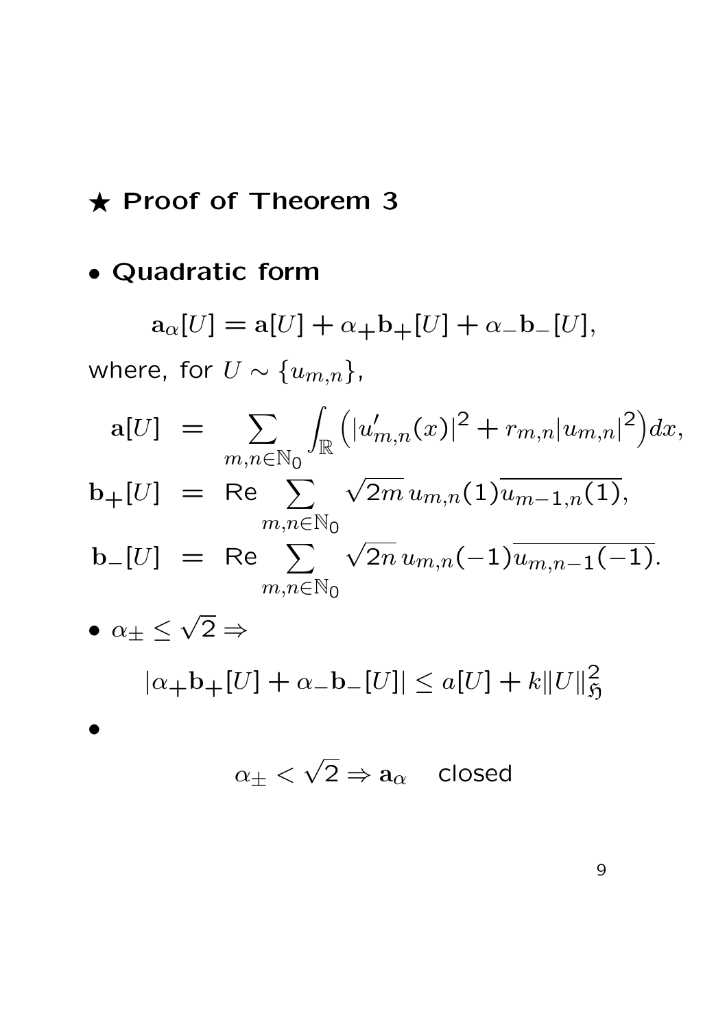## ★ Proof of Theorem 3

- **Quadratic form**

$$\mathbf{a}_\alpha[U] = \mathbf{a}[U] + \alpha_+ \mathbf{b}_+[U] + \alpha_- \mathbf{b}_-[U],$$

where, for $U \sim \{u_{m,n}\}$,

$$\begin{aligned}
\mathbf{a}[U] &= \sum_{m,n\in\mathbb{N}_0} \int_{\mathbb{R}} \Big( |u'_{m,n}(x)|^2 + r_{m,n}|u_{m,n}|^2 \Big) dx, \\
\mathbf{b}_+[U] &= \mathrm{Re} \sum_{m,n\in\mathbb{N}_0} \sqrt{2m}\, u_{m,n}(1)\overline{u_{m-1,n}(1)}, \\
\mathbf{b}_-[U] &= \mathrm{Re} \sum_{m,n\in\mathbb{N}_0} \sqrt{2n}\, u_{m,n}(-1)\overline{u_{m,n-1}(-1)}.
\end{aligned}$$

- $\alpha_\pm \leq \sqrt{2} \Rightarrow$

$$|\alpha_+ \mathbf{b}_+[U] + \alpha_- \mathbf{b}_-[U]| \leq a[U] + k\|U\|^2_{\mathfrak{H}}$$

- $$\alpha_\pm < \sqrt{2} \Rightarrow \mathbf{a}_\alpha \quad \text{closed}$$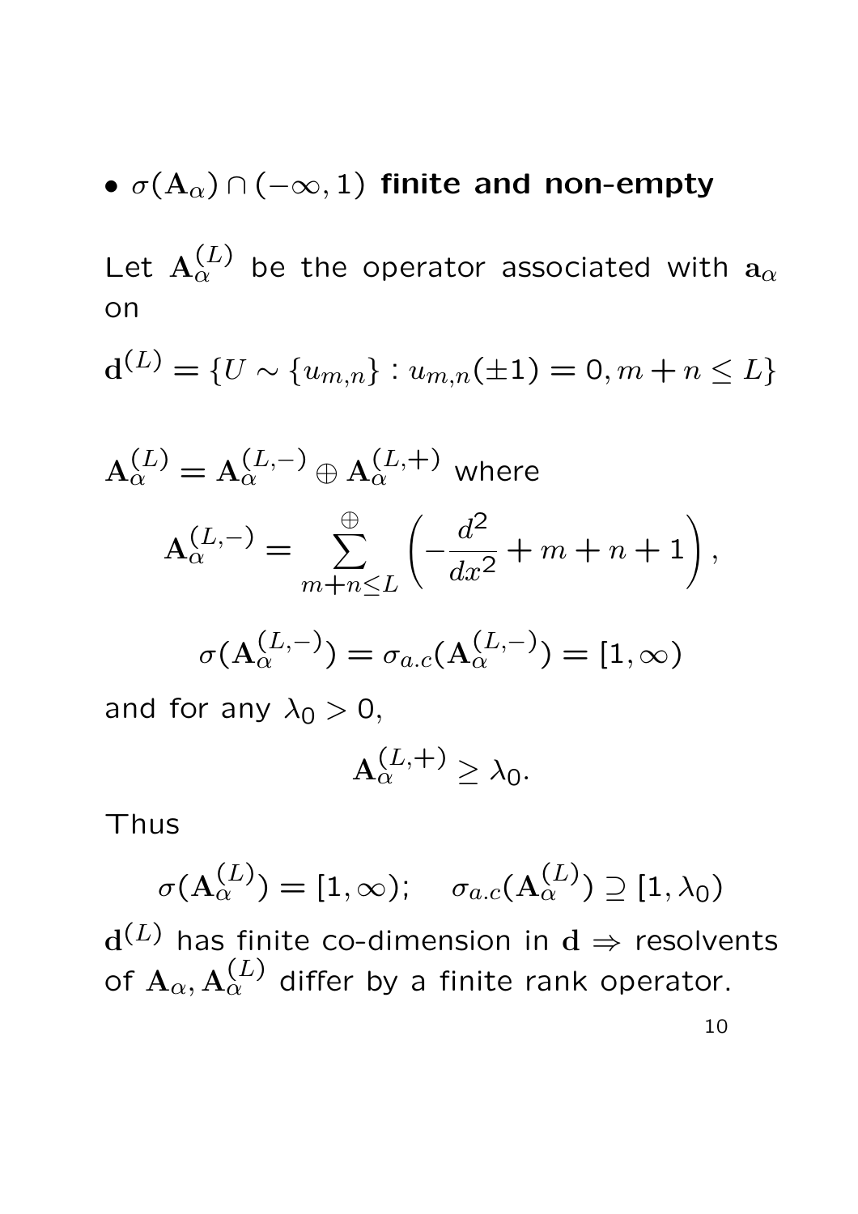- $\sigma(\mathbf{A}_\alpha) \cap (-\infty, 1)$ **finite and non-empty**

Let $\mathbf{A}_\alpha^{(L)}$ be the operator associated with $\mathbf{a}_\alpha$ on

$$\mathbf{d}^{(L)} = \{U \sim \{u_{m,n}\} : u_{m,n}(\pm 1) = 0, m + n \leq L\}$$

$\mathbf{A}_\alpha^{(L)} = \mathbf{A}_\alpha^{(L,-)} \oplus \mathbf{A}_\alpha^{(L,+)}$ where

$$\mathbf{A}_\alpha^{(L,-)} = \sum_{m+n \leq L}^{\oplus} \left( -\frac{d^2}{dx^2} + m + n + 1 \right),$$

$$\sigma(\mathbf{A}_\alpha^{(L,-)}) = \sigma_{a.c}(\mathbf{A}_\alpha^{(L,-)}) = [1, \infty)$$

and for any $\lambda_0 > 0$,

$$\mathbf{A}_\alpha^{(L,+)} \geq \lambda_0.$$

Thus

$$\sigma(\mathbf{A}_\alpha^{(L)}) = [1, \infty); \quad \sigma_{a.c}(\mathbf{A}_\alpha^{(L)}) \supseteq [1, \lambda_0)$$

$\mathbf{d}^{(L)}$ has finite co-dimension in $\mathbf{d} \Rightarrow$ resolvents of $\mathbf{A}_\alpha, \mathbf{A}_\alpha^{(L)}$ differ by a finite rank operator.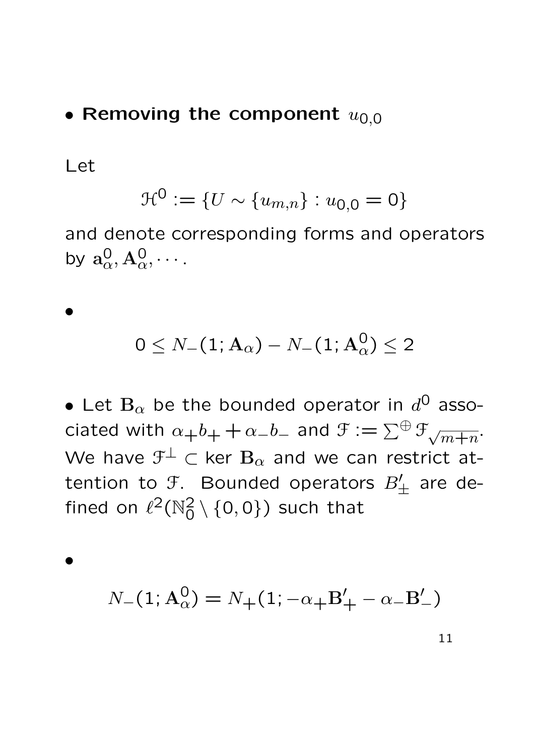- **Removing the component** $u_{0,0}$

Let

$$\mathcal{H}^0 := \{U \sim \{u_{m,n}\} : u_{0,0} = 0\}$$

and denote corresponding forms and operators by $\mathbf{a}^0_\alpha, \mathbf{A}^0_\alpha, \cdots$.

- $$0 \leq N_-(1; \mathbf{A}_\alpha) - N_-(1; \mathbf{A}^0_\alpha) \leq 2$$

- Let $\mathbf{B}_\alpha$ be the bounded operator in $d^0$ associated with $\alpha_+ b_+ + \alpha_- b_-$ and $\mathcal{F} := \sum^\oplus \mathcal{F}_{\sqrt{m+n}}$. We have $\mathcal{F}^\perp \subset \ker \mathbf{B}_\alpha$ and we can restrict attention to $\mathcal{F}$. Bounded operators $B'_\pm$ are defined on $\ell^2(\mathbb{N}^2_0 \setminus \{0,0\})$ such that

- $$N_-(1; \mathbf{A}^0_\alpha) = N_+(1; -\alpha_+ \mathbf{B}'_+ - \alpha_- \mathbf{B}'_-)$$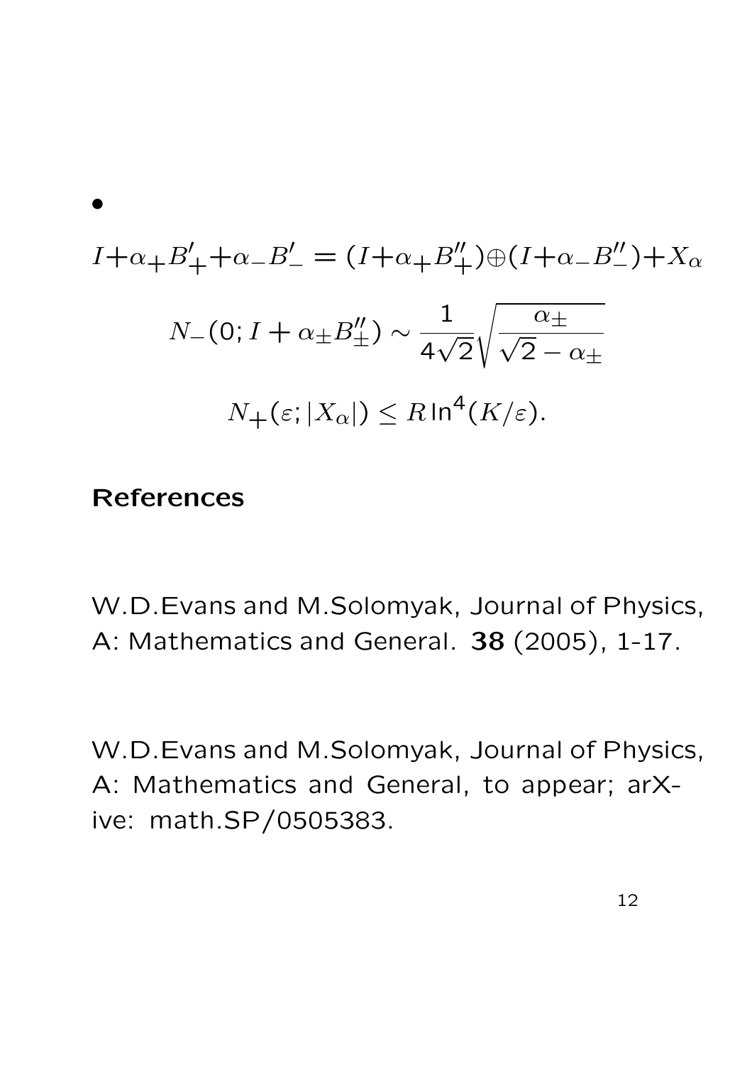- $$I+\alpha_+B'_+ + \alpha_-B'_- = (I+\alpha_+B''_+)\oplus(I+\alpha_-B''_-)+X_\alpha$$

$$N_-(0; I+\alpha_\pm B''_\pm) \sim \frac{1}{4\sqrt{2}}\sqrt{\frac{\alpha_\pm}{\sqrt{2}-\alpha_\pm}}$$

$$N_+(\varepsilon; |X_\alpha|) \le R \ln^4(K/\varepsilon).$$

## References

W.D.Evans and M.Solomyak, Journal of Physics, A: Mathematics and General. **38** (2005), 1-17.

W.D.Evans and M.Solomyak, Journal of Physics, A: Mathematics and General, to appear; arXive: math.SP/0505383.